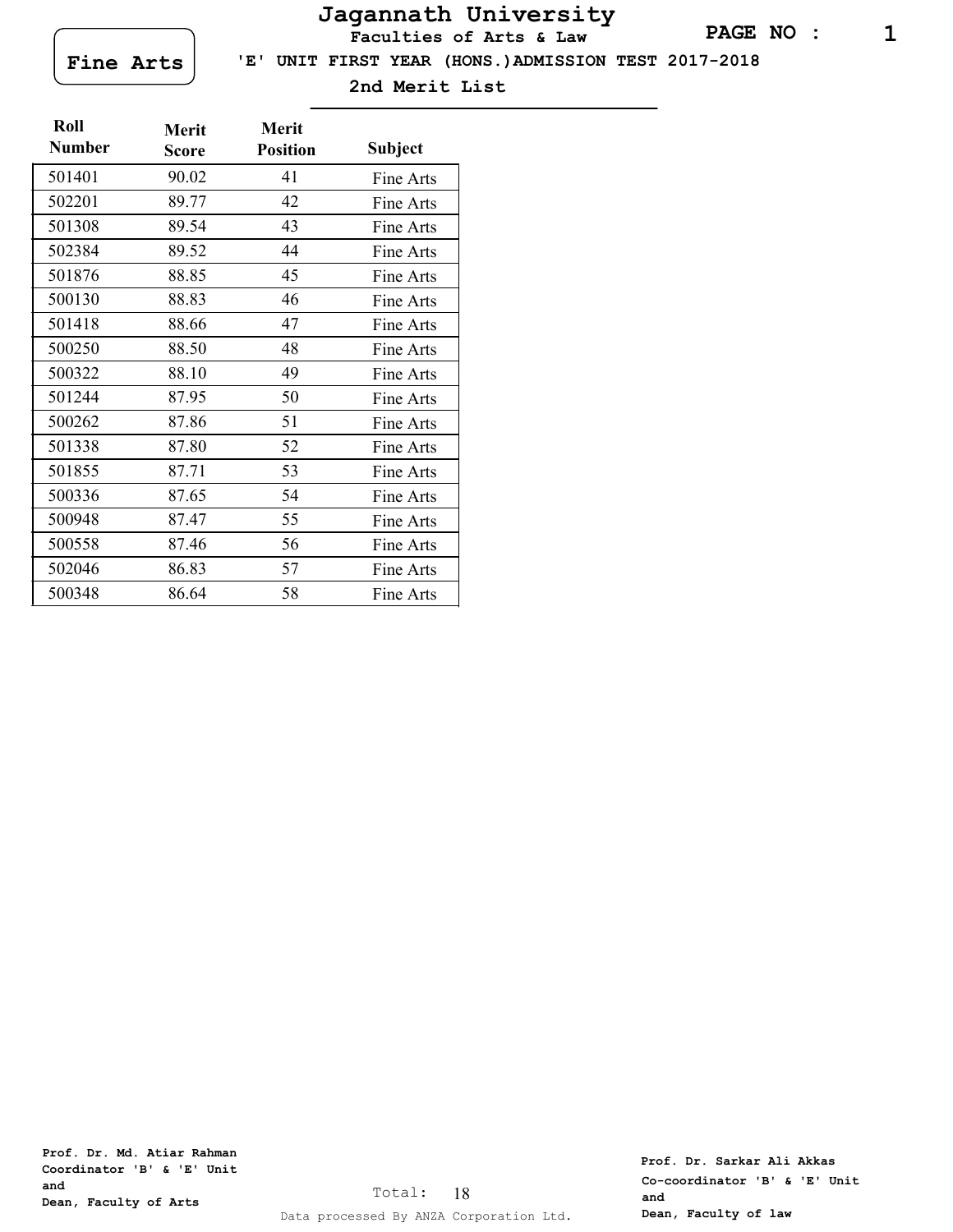# Jagannath University

**Faculties of Arts & Law**

**Fine Arts**

**'E' UNIT FIRST YEAR (HONS.)ADMISSION TEST 2017-2018**

**2nd Merit List**

| Roll Number | Merit Score | Merit Position | Subject |
|---|---|---|---|
| 501401 | 90.02 | 41 | Fine Arts |
| 502201 | 89.77 | 42 | Fine Arts |
| 501308 | 89.54 | 43 | Fine Arts |
| 502384 | 89.52 | 44 | Fine Arts |
| 501876 | 88.85 | 45 | Fine Arts |
| 500130 | 88.83 | 46 | Fine Arts |
| 501418 | 88.66 | 47 | Fine Arts |
| 500250 | 88.50 | 48 | Fine Arts |
| 500322 | 88.10 | 49 | Fine Arts |
| 501244 | 87.95 | 50 | Fine Arts |
| 500262 | 87.86 | 51 | Fine Arts |
| 501338 | 87.80 | 52 | Fine Arts |
| 501855 | 87.71 | 53 | Fine Arts |
| 500336 | 87.65 | 54 | Fine Arts |
| 500948 | 87.47 | 55 | Fine Arts |
| 500558 | 87.46 | 56 | Fine Arts |
| 502046 | 86.83 | 57 | Fine Arts |
| 500348 | 86.64 | 58 | Fine Arts |

Total: 18

**Prof. Dr. Md. Atiar Rahman**
**Coordinator 'B' & 'E' Unit**
**and**
**Dean, Faculty of Arts**

**Prof. Dr. Sarkar Ali Akkas**
**Co-coordinator 'B' & 'E' Unit**
**and**
**Dean, Faculty of law**

Data processed By ANZA Corporation Ltd.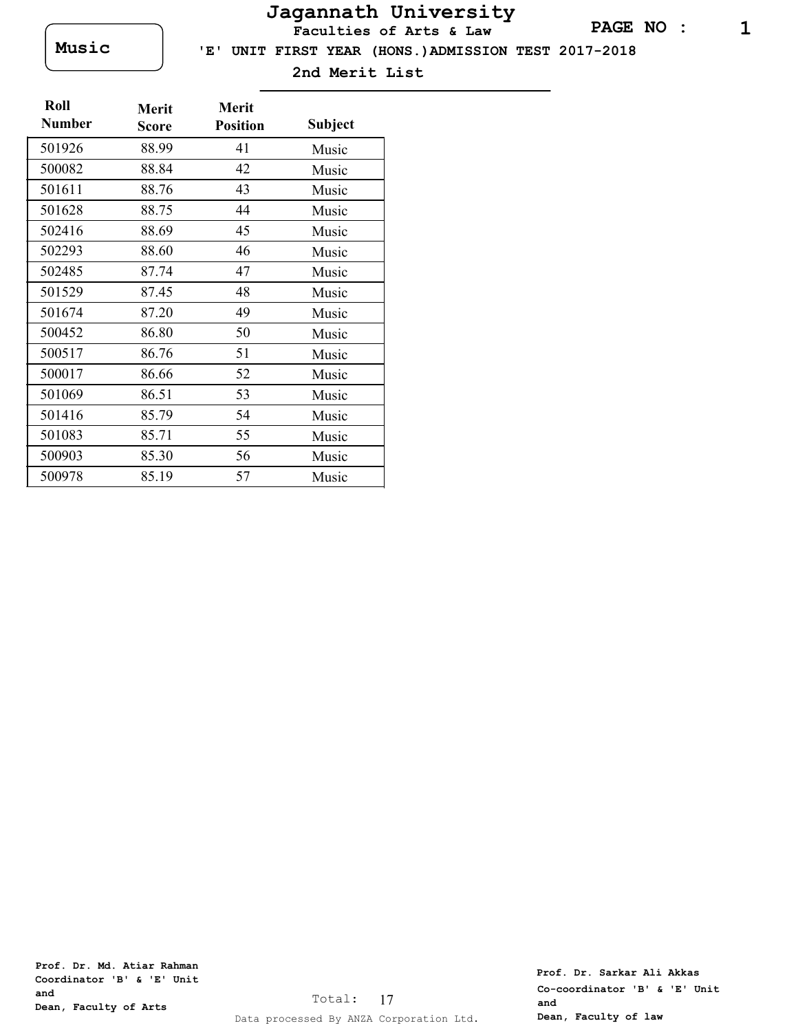# Jagannath University

**Music**

**Faculties of Arts & Law**

**'E' UNIT FIRST YEAR (HONS.)ADMISSION TEST 2017-2018**

**2nd Merit List**

| Roll Number | Merit Score | Merit Position | Subject |
|---|---|---|---|
| 501926 | 88.99 | 41 | Music |
| 500082 | 88.84 | 42 | Music |
| 501611 | 88.76 | 43 | Music |
| 501628 | 88.75 | 44 | Music |
| 502416 | 88.69 | 45 | Music |
| 502293 | 88.60 | 46 | Music |
| 502485 | 87.74 | 47 | Music |
| 501529 | 87.45 | 48 | Music |
| 501674 | 87.20 | 49 | Music |
| 500452 | 86.80 | 50 | Music |
| 500517 | 86.76 | 51 | Music |
| 500017 | 86.66 | 52 | Music |
| 501069 | 86.51 | 53 | Music |
| 501416 | 85.79 | 54 | Music |
| 501083 | 85.71 | 55 | Music |
| 500903 | 85.30 | 56 | Music |
| 500978 | 85.19 | 57 | Music |

Total: 17

**Prof. Dr. Md. Atiar Rahman**
**Coordinator 'B' & 'E' Unit**
**and**
**Dean, Faculty of Arts**

**Prof. Dr. Sarkar Ali Akkas**
**Co-coordinator 'B' & 'E' Unit**
**and**
**Dean, Faculty of law**

Data processed By ANZA Corporation Ltd.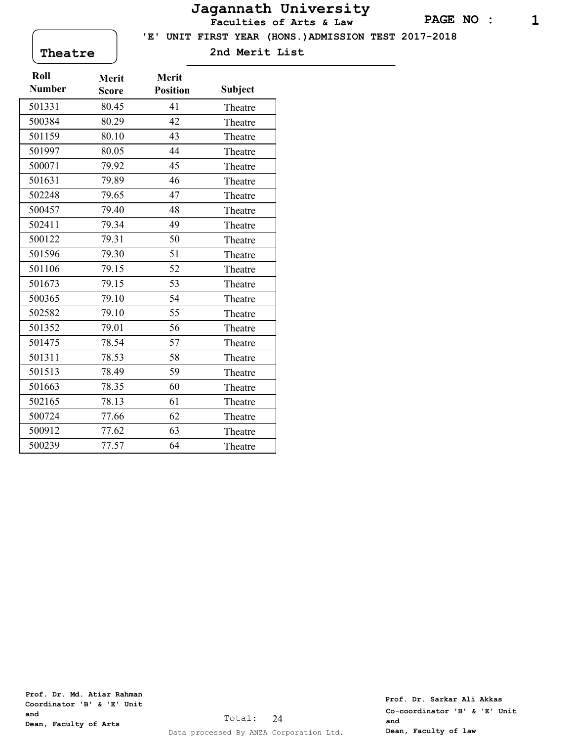# Jagannath University

**Faculties of Arts & Law**

**'E' UNIT FIRST YEAR (HONS.)ADMISSION TEST 2017-2018**

**2nd Merit List**

**Theatre**

| Roll Number | Merit Score | Merit Position | Subject |
|---|---|---|---|
| 501331 | 80.45 | 41 | Theatre |
| 500384 | 80.29 | 42 | Theatre |
| 501159 | 80.10 | 43 | Theatre |
| 501997 | 80.05 | 44 | Theatre |
| 500071 | 79.92 | 45 | Theatre |
| 501631 | 79.89 | 46 | Theatre |
| 502248 | 79.65 | 47 | Theatre |
| 500457 | 79.40 | 48 | Theatre |
| 502411 | 79.34 | 49 | Theatre |
| 500122 | 79.31 | 50 | Theatre |
| 501596 | 79.30 | 51 | Theatre |
| 501106 | 79.15 | 52 | Theatre |
| 501673 | 79.15 | 53 | Theatre |
| 500365 | 79.10 | 54 | Theatre |
| 502582 | 79.10 | 55 | Theatre |
| 501352 | 79.01 | 56 | Theatre |
| 501475 | 78.54 | 57 | Theatre |
| 501311 | 78.53 | 58 | Theatre |
| 501513 | 78.49 | 59 | Theatre |
| 501663 | 78.35 | 60 | Theatre |
| 502165 | 78.13 | 61 | Theatre |
| 500724 | 77.66 | 62 | Theatre |
| 500912 | 77.62 | 63 | Theatre |
| 500239 | 77.57 | 64 | Theatre |

Total: 24

**Prof. Dr. Md. Atiar Rahman**
**Coordinator 'B' & 'E' Unit**
**and**
**Dean, Faculty of Arts**

**Prof. Dr. Sarkar Ali Akkas**
**Co-coordinator 'B' & 'E' Unit**
**and**
**Dean, Faculty of law**

Data processed By ANZA Corporation Ltd.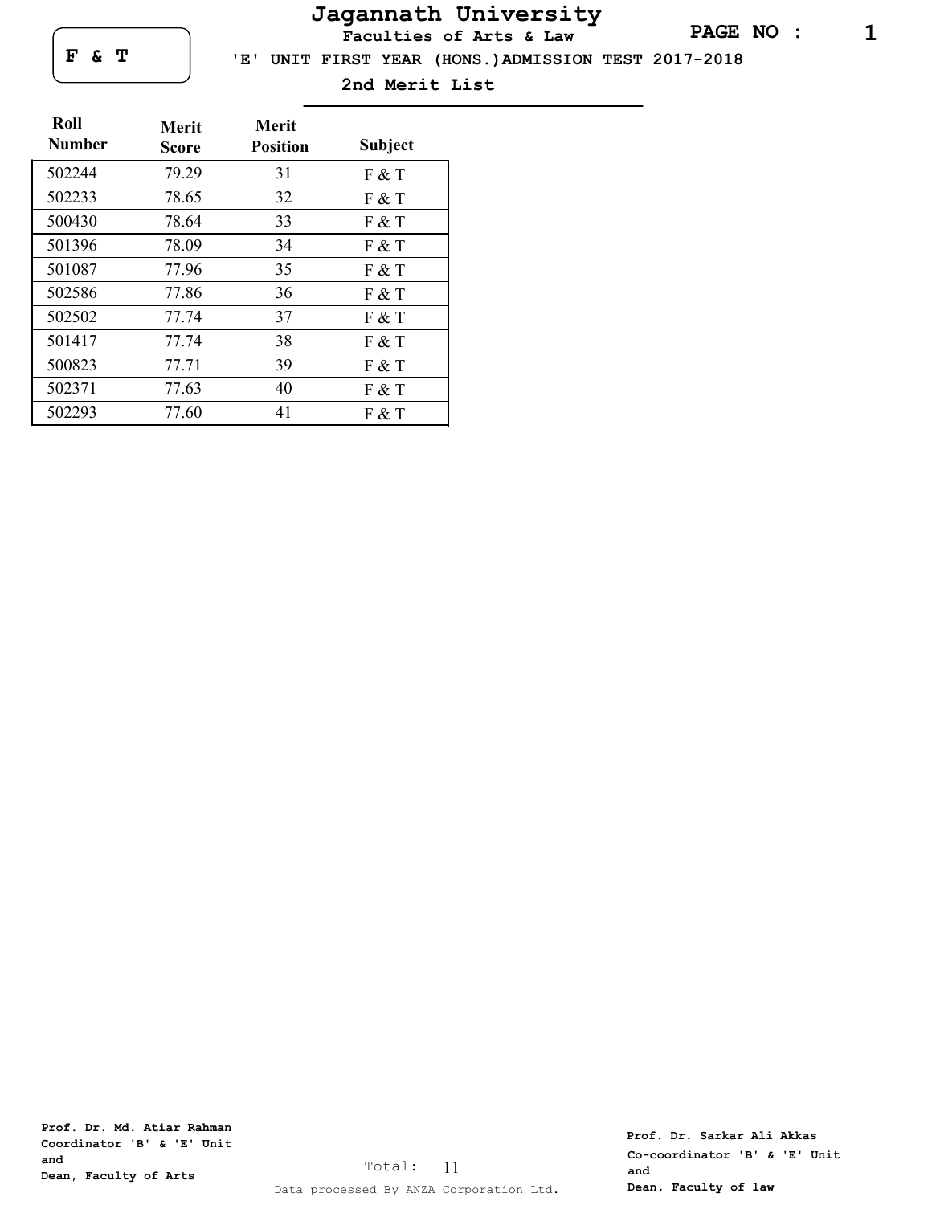**F & T**

# Jagannath University

**Faculties of Arts & Law**

**'E' UNIT FIRST YEAR (HONS.)ADMISSION TEST 2017-2018**

**2nd Merit List**

| Roll Number | Merit Score | Merit Position | Subject |
|---|---|---|---|
| 502244 | 79.29 | 31 | F & T |
| 502233 | 78.65 | 32 | F & T |
| 500430 | 78.64 | 33 | F & T |
| 501396 | 78.09 | 34 | F & T |
| 501087 | 77.96 | 35 | F & T |
| 502586 | 77.86 | 36 | F & T |
| 502502 | 77.74 | 37 | F & T |
| 501417 | 77.74 | 38 | F & T |
| 500823 | 77.71 | 39 | F & T |
| 502371 | 77.63 | 40 | F & T |
| 502293 | 77.60 | 41 | F & T |

Total: 11

**Prof. Dr. Md. Atiar Rahman**
**Coordinator 'B' & 'E' Unit**
**and**
**Dean, Faculty of Arts**

**Prof. Dr. Sarkar Ali Akkas**
**Co-coordinator 'B' & 'E' Unit**
**and**
**Dean, Faculty of law**

Data processed By ANZA Corporation Ltd.